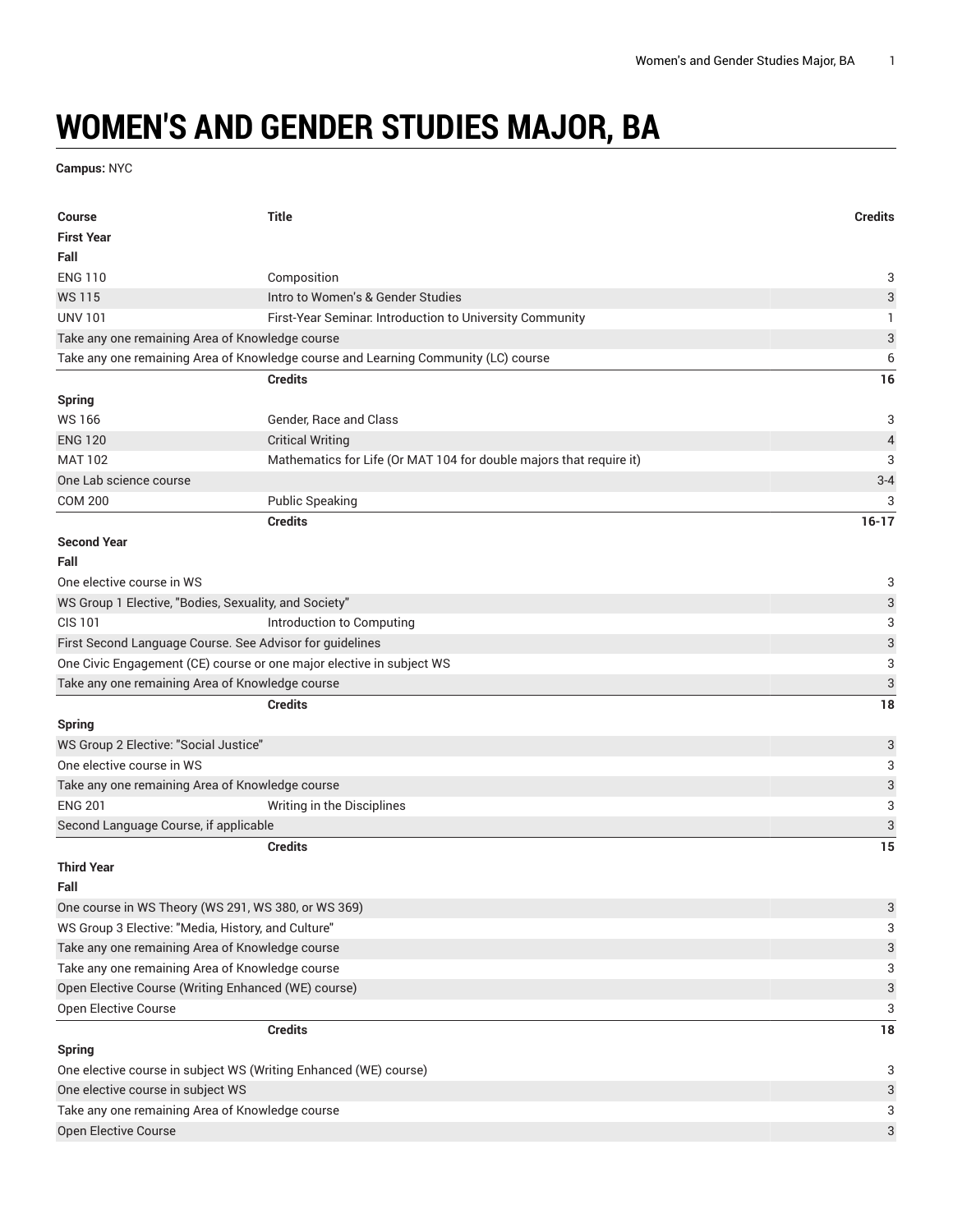# WOMEN'S AND GENDER STUDIES MAJOR, BA

**Campus:** NYC

| Course | Title | Credits |
|---|---|---|
| **First Year** | | |
| **Fall** | | |
| ENG 110 | Composition | 3 |
| WS 115 | Intro to Women's & Gender Studies | 3 |
| UNV 101 | First-Year Seminar: Introduction to University Community | 1 |
| Take any one remaining Area of Knowledge course | | 3 |
| Take any one remaining Area of Knowledge course and Learning Community (LC) course | | 6 |
| | **Credits** | **16** |
| **Spring** | | |
| WS 166 | Gender, Race and Class | 3 |
| ENG 120 | Critical Writing | 4 |
| MAT 102 | Mathematics for Life (Or MAT 104 for double majors that require it) | 3 |
| One Lab science course | | 3-4 |
| COM 200 | Public Speaking | 3 |
| | **Credits** | **16-17** |
| **Second Year** | | |
| **Fall** | | |
| One elective course in WS | | 3 |
| WS Group 1 Elective, "Bodies, Sexuality, and Society" | | 3 |
| CIS 101 | Introduction to Computing | 3 |
| First Second Language Course. See Advisor for guidelines | | 3 |
| One Civic Engagement (CE) course or one major elective in subject WS | | 3 |
| Take any one remaining Area of Knowledge course | | 3 |
| | **Credits** | **18** |
| **Spring** | | |
| WS Group 2 Elective: "Social Justice" | | 3 |
| One elective course in WS | | 3 |
| Take any one remaining Area of Knowledge course | | 3 |
| ENG 201 | Writing in the Disciplines | 3 |
| Second Language Course, if applicable | | 3 |
| | **Credits** | **15** |
| **Third Year** | | |
| **Fall** | | |
| One course in WS Theory (WS 291, WS 380, or WS 369) | | 3 |
| WS Group 3 Elective: "Media, History, and Culture" | | 3 |
| Take any one remaining Area of Knowledge course | | 3 |
| Take any one remaining Area of Knowledge course | | 3 |
| Open Elective Course (Writing Enhanced (WE) course) | | 3 |
| Open Elective Course | | 3 |
| | **Credits** | **18** |
| **Spring** | | |
| One elective course in subject WS (Writing Enhanced (WE) course) | | 3 |
| One elective course in subject WS | | 3 |
| Take any one remaining Area of Knowledge course | | 3 |
| Open Elective Course | | 3 |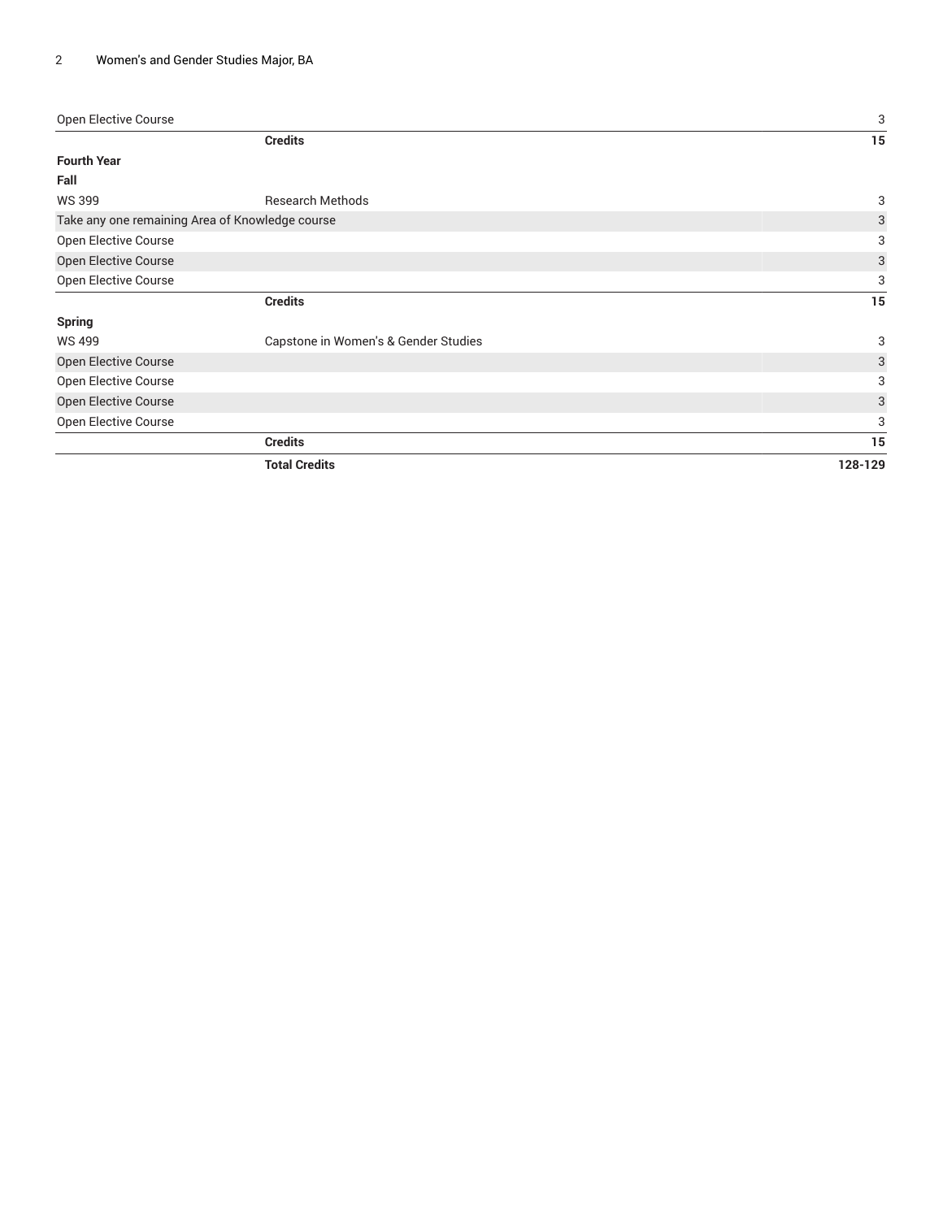| | | |
|---|---|---|
| Open Elective Course | | 3 |
| | **Credits** | **15** |
| **Fourth Year** | | |
| **Fall** | | |
| WS 399 | Research Methods | 3 |
| Take any one remaining Area of Knowledge course | | 3 |
| Open Elective Course | | 3 |
| Open Elective Course | | 3 |
| Open Elective Course | | 3 |
| | **Credits** | **15** |
| **Spring** | | |
| WS 499 | Capstone in Women's & Gender Studies | 3 |
| Open Elective Course | | 3 |
| Open Elective Course | | 3 |
| Open Elective Course | | 3 |
| Open Elective Course | | 3 |
| | **Credits** | **15** |
| | **Total Credits** | **128-129** |